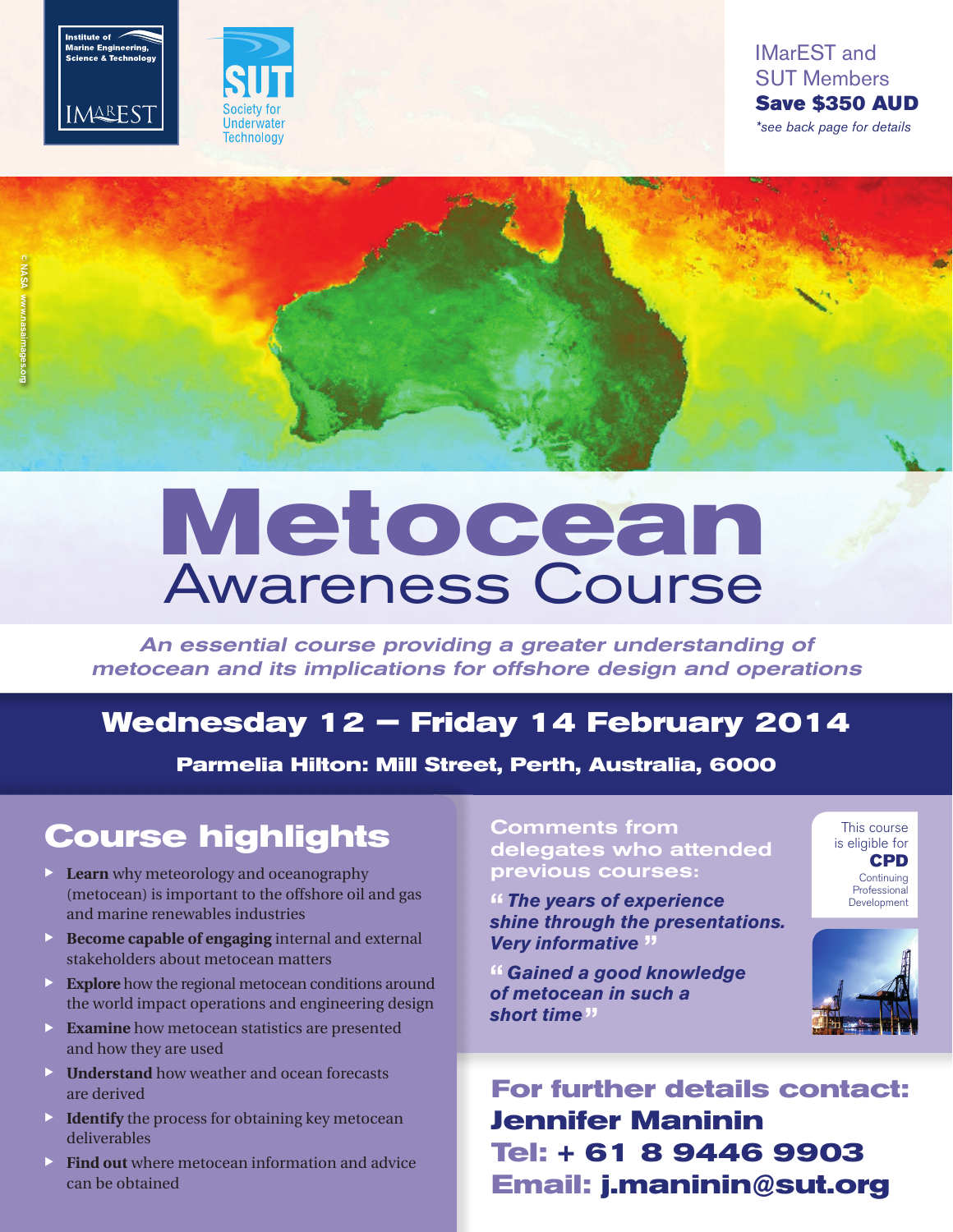Institute of Marine Engineering, Science & Technology

IMAREST

SUT Society for Underwater Technology

IMarEST and SUT Members
**Save $350 AUD**
*\*see back page for details*

© NASA www.nasaimages.org

# Metocean
## Awareness Course

*An essential course providing a greater understanding of metocean and its implications for offshore design and operations*

**Wednesday 12 – Friday 14 February 2014**

**Parmelia Hilton: Mill Street, Perth, Australia, 6000**

## Course highlights

- **Learn** why meteorology and oceanography (metocean) is important to the offshore oil and gas and marine renewables industries
- **Become capable of engaging** internal and external stakeholders about metocean matters
- **Explore** how the regional metocean conditions around the world impact operations and engineering design
- **Examine** how metocean statistics are presented and how they are used
- **Understand** how weather and ocean forecasts are derived
- **Identify** the process for obtaining key metocean deliverables
- **Find out** where metocean information and advice can be obtained

### Comments from delegates who attended previous courses:

*"The years of experience shine through the presentations. Very informative"*

*"Gained a good knowledge of metocean in such a short time"*

This course is eligible for **CPD** Continuing Professional Development

**For further details contact:**
**Jennifer Maninin**
**Tel: + 61 8 9446 9903**
**Email: j.maninin@sut.org**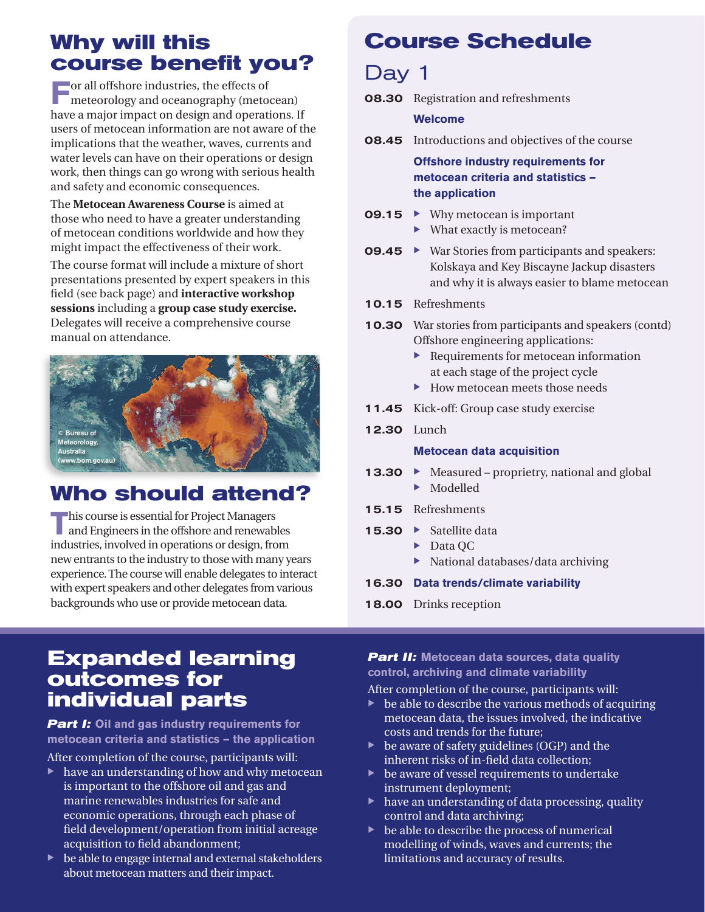## Why will this course benefit you?

For all offshore industries, the effects of meteorology and oceanography (metocean) have a major impact on design and operations. If users of metocean information are not aware of the implications that the weather, waves, currents and water levels can have on their operations or design work, then things can go wrong with serious health and safety and economic consequences.

The **Metocean Awareness Course** is aimed at those who need to have a greater understanding of metocean conditions worldwide and how they might impact the effectiveness of their work.

The course format will include a mixture of short presentations presented by expert speakers in this field (see back page) and **interactive workshop sessions** including a **group case study exercise.** Delegates will receive a comprehensive course manual on attendance.

© Bureau of Meteorology, Australia (www.bom.gov.au)

## Who should attend?

This course is essential for Project Managers and Engineers in the offshore and renewables industries, involved in operations or design, from new entrants to the industry to those with many years experience. The course will enable delegates to interact with expert speakers and other delegates from various backgrounds who use or provide metocean data.

## Course Schedule

### Day 1

**08.30** Registration and refreshments

**Welcome**

**08.45** Introductions and objectives of the course

**Offshore industry requirements for metocean criteria and statistics – the application**

**09.15**
- Why metocean is important
- What exactly is metocean?

**09.45**
- War Stories from participants and speakers: Kolskaya and Key Biscayne Jackup disasters and why it is always easier to blame metocean

**10.15** Refreshments

**10.30** War stories from participants and speakers (contd)
Offshore engineering applications:
- Requirements for metocean information at each stage of the project cycle
- How metocean meets those needs

**11.45** Kick-off: Group case study exercise

**12.30** Lunch

**Metocean data acquisition**

**13.30**
- Measured – proprietry, national and global
- Modelled

**15.15** Refreshments

**15.30**
- Satellite data
- Data QC
- National databases/data archiving

**16.30** **Data trends/climate variability**

**18.00** Drinks reception

## Expanded learning outcomes for individual parts

***Part I:*** **Oil and gas industry requirements for metocean criteria and statistics – the application**

After completion of the course, participants will:

- have an understanding of how and why metocean is important to the offshore oil and gas and marine renewables industries for safe and economic operations, through each phase of field development/operation from initial acreage acquisition to field abandonment;
- be able to engage internal and external stakeholders about metocean matters and their impact.

***Part II:*** **Metocean data sources, data quality control, archiving and climate variability**

After completion of the course, participants will:

- be able to describe the various methods of acquiring metocean data, the issues involved, the indicative costs and trends for the future;
- be aware of safety guidelines (OGP) and the inherent risks of in-field data collection;
- be aware of vessel requirements to undertake instrument deployment;
- have an understanding of data processing, quality control and data archiving;
- be able to describe the process of numerical modelling of winds, waves and currents; the limitations and accuracy of results.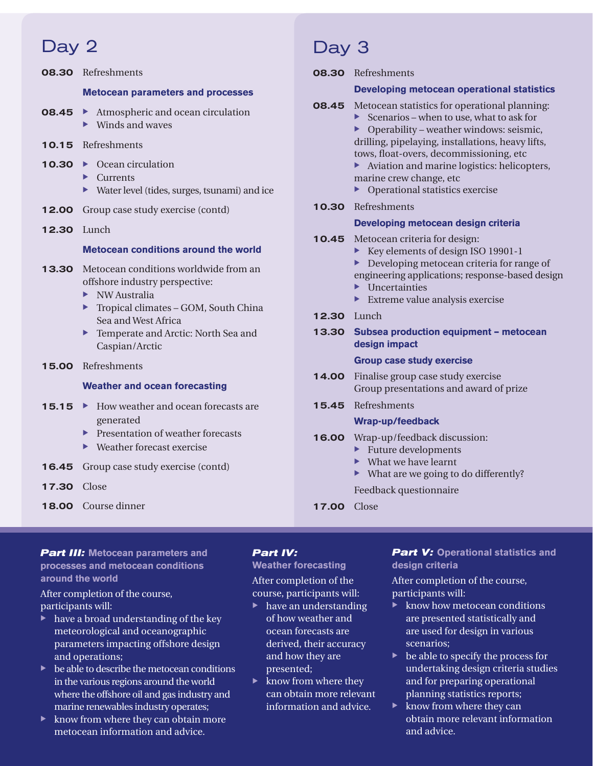## Day 2

**08.30** Refreshments

**Metocean parameters and processes**

**08.45**
- Atmospheric and ocean circulation
- Winds and waves

**10.15** Refreshments

**10.30**
- Ocean circulation
- Currents
- Water level (tides, surges, tsunami) and ice

**12.00** Group case study exercise (contd)

**12.30** Lunch

**Metocean conditions around the world**

**13.30** Metocean conditions worldwide from an offshore industry perspective:
- NW Australia
- Tropical climates – GOM, South China Sea and West Africa
- Temperate and Arctic: North Sea and Caspian/Arctic

**15.00** Refreshments

**Weather and ocean forecasting**

**15.15**
- How weather and ocean forecasts are generated
- Presentation of weather forecasts
- Weather forecast exercise

**16.45** Group case study exercise (contd)

**17.30** Close

**18.00** Course dinner

## Day 3

**08.30** Refreshments

**Developing metocean operational statistics**

**08.45** Metocean statistics for operational planning:
- Scenarios – when to use, what to ask for
- Operability – weather windows: seismic, drilling, pipelaying, installations, heavy lifts, tows, float-overs, decommissioning, etc
- Aviation and marine logistics: helicopters, marine crew change, etc
- Operational statistics exercise

**10.30** Refreshments

**Developing metocean design criteria**

**10.45** Metocean criteria for design:
- Key elements of design ISO 19901-1
- Developing metocean criteria for range of engineering applications; response-based design
- Uncertainties
- Extreme value analysis exercise

**12.30** Lunch

**13.30** **Subsea production equipment – metocean design impact**

**Group case study exercise**

**14.00** Finalise group case study exercise
Group presentations and award of prize

**15.45** Refreshments

**Wrap-up/feedback**

**16.00** Wrap-up/feedback discussion:
- Future developments
- What we have learnt
- What are we going to do differently?

Feedback questionnaire

**17.00** Close

### *Part III:* Metocean parameters and processes and metocean conditions around the world

After completion of the course, participants will:
- have a broad understanding of the key meteorological and oceanographic parameters impacting offshore design and operations;
- be able to describe the metocean conditions in the various regions around the world where the offshore oil and gas industry and marine renewables industry operates;
- know from where they can obtain more metocean information and advice.

### *Part IV:* Weather forecasting

After completion of the course, participants will:
- have an understanding of how weather and ocean forecasts are derived, their accuracy and how they are presented;
- know from where they can obtain more relevant information and advice.

### *Part V:* Operational statistics and design criteria

After completion of the course, participants will:
- know how metocean conditions are presented statistically and are used for design in various scenarios;
- be able to specify the process for undertaking design criteria studies and for preparing operational planning statistics reports;
- know from where they can obtain more relevant information and advice.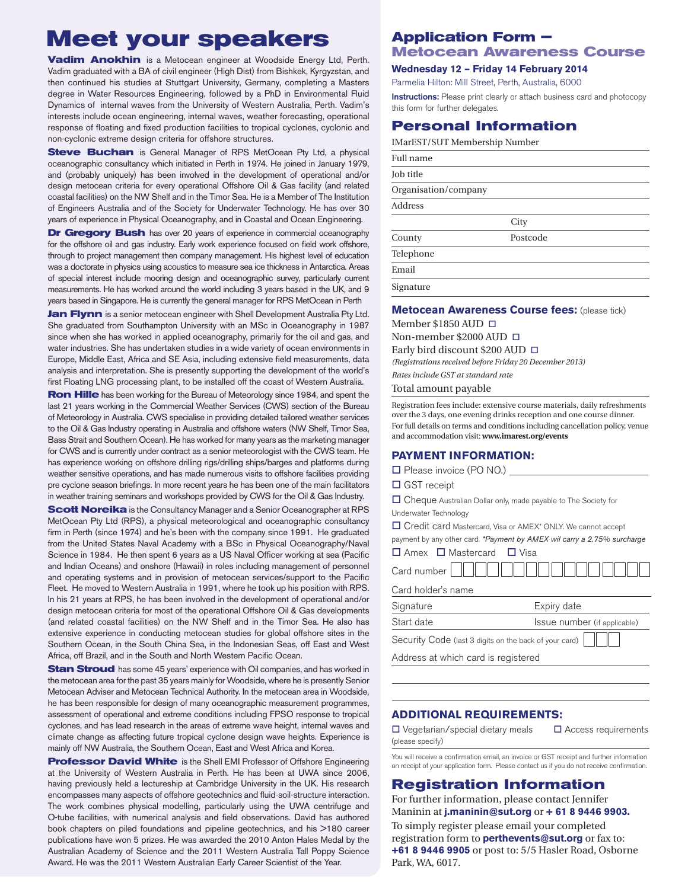# Meet your speakers

**Vadim Anokhin** is a Metocean engineer at Woodside Energy Ltd, Perth. Vadim graduated with a BA of civil engineer (High Dist) from Bishkek, Kyrgyzstan, and then continued his studies at Stuttgart University, Germany, completing a Masters degree in Water Resources Engineering, followed by a PhD in Environmental Fluid Dynamics of internal waves from the University of Western Australia, Perth. Vadim's interests include ocean engineering, internal waves, weather forecasting, operational response of floating and fixed production facilities to tropical cyclones, cyclonic and non-cyclonic extreme design criteria for offshore structures.

**Steve Buchan** is General Manager of RPS MetOcean Pty Ltd, a physical oceanographic consultancy which initiated in Perth in 1974. He joined in January 1979, and (probably uniquely) has been involved in the development of operational and/or design metocean criteria for every operational Offshore Oil & Gas facility (and related coastal facilities) on the NW Shelf and in the Timor Sea. He is a Member of The Institution of Engineers Australia and of the Society for Underwater Technology. He has over 30 years of experience in Physical Oceanography, and in Coastal and Ocean Engineering.

**Dr Gregory Bush** has over 20 years of experience in commercial oceanography for the offshore oil and gas industry. Early work experience focused on field work offshore, through to project management then company management. His highest level of education was a doctorate in physics using acoustics to measure sea ice thickness in Antarctica. Areas of special interest include mooring design and oceanographic survey, particularly current measurements. He has worked around the world including 3 years based in the UK, and 9 years based in Singapore. He is currently the general manager for RPS MetOcean in Perth

**Jan Flynn** is a senior metocean engineer with Shell Development Australia Pty Ltd. She graduated from Southampton University with an MSc in Oceanography in 1987 since when she has worked in applied oceanography, primarily for the oil and gas, and water industries. She has undertaken studies in a wide variety of ocean environments in Europe, Middle East, Africa and SE Asia, including extensive field measurements, data analysis and interpretation. She is presently supporting the development of the world's first Floating LNG processing plant, to be installed off the coast of Western Australia.

**Ron Hille** has been working for the Bureau of Meteorology since 1984, and spent the last 21 years working in the Commercial Weather Services (CWS) section of the Bureau of Meteorology in Australia. CWS specialise in providing detailed tailored weather services to the Oil & Gas Industry operating in Australia and offshore waters (NW Shelf, Timor Sea, Bass Strait and Southern Ocean). He has worked for many years as the marketing manager for CWS and is currently under contract as a senior meteorologist with the CWS team. He has experience working on offshore drilling rigs/drilling ships/barges and platforms during weather sensitive operations, and has made numerous visits to offshore facilities providing pre cyclone season briefings. In more recent years he has been one of the main facilitators in weather training seminars and workshops provided by CWS for the Oil & Gas Industry.

**Scott Noreika** is the Consultancy Manager and a Senior Oceanographer at RPS MetOcean Pty Ltd (RPS), a physical meteorological and oceanographic consultancy firm in Perth (since 1974) and he's been with the company since 1991. He graduated from the United States Naval Academy with a BSc in Physical Oceanography/Naval Science in 1984. He then spent 6 years as a US Naval Officer working at sea (Pacific and Indian Oceans) and onshore (Hawaii) in roles including management of personnel and operating systems and in provision of metocean services/support to the Pacific Fleet. He moved to Western Australia in 1991, where he took up his position with RPS. In his 21 years at RPS, he has been involved in the development of operational and/or design metocean criteria for most of the operational Offshore Oil & Gas developments (and related coastal facilities) on the NW Shelf and in the Timor Sea. He also has extensive experience in conducting metocean studies for global offshore sites in the Southern Ocean, in the South China Sea, in the Indonesian Seas, off East and West Africa, off Brazil, and in the South and North Western Pacific Ocean.

**Stan Stroud** has some 45 years' experience with Oil companies, and has worked in the metocean area for the past 35 years mainly for Woodside, where he is presently Senior Metocean Adviser and Metocean Technical Authority. In the metocean area in Woodside, he has been responsible for design of many oceanographic measurement programmes, assessment of operational and extreme conditions including FPSO response to tropical cyclones, and has lead research in the areas of extreme wave height, internal waves and climate change as affecting future tropical cyclone design wave heights. Experience is mainly off NW Australia, the Southern Ocean, East and West Africa and Korea.

**Professor David White** is the Shell EMI Professor of Offshore Engineering at the University of Western Australia in Perth. He has been at UWA since 2006, having previously held a lectureship at Cambridge University in the UK. His research encompasses many aspects of offshore geotechnics and fluid-soil-structure interaction. The work combines physical modelling, particularly using the UWA centrifuge and O-tube facilities, with numerical analysis and field observations. David has authored book chapters on piled foundations and pipeline geotechnics, and his >180 career publications have won 5 prizes. He was awarded the 2010 Anton Hales Medal by the Australian Academy of Science and the 2011 Western Australia Tall Poppy Science Award. He was the 2011 Western Australian Early Career Scientist of the Year.

# Application Form – Metocean Awareness Course

**Wednesday 12 – Friday 14 February 2014**

Parmelia Hilton: Mill Street, Perth, Australia, 6000

**Instructions:** Please print clearly or attach business card and photocopy this form for further delegates.

## Personal Information

IMarEST/SUT Membership Number

Full name

Job title

Organisation/company

Address

City

County

Postcode

Telephone

Email

Signature

### Metocean Awareness Course fees: (please tick)

Member $1850 AUD ☐

Non-member $2000 AUD ☐

Early bird discount $200 AUD ☐

*(Registrations received before Friday 20 December 2013)*

*Rates include GST at standard rate*

Total amount payable

Registration fees include: extensive course materials, daily refreshments over the 3 days, one evening drinks reception and one course dinner. For full details on terms and conditions including cancellation policy, venue and accommodation visit: **www.imarest.org/events**

### PAYMENT INFORMATION:

☐ Please invoice (PO NO.)

☐ GST receipt

☐ Cheque Australian Dollar only, made payable to The Society for Underwater Technology

☐ Credit card Mastercard, Visa or AMEX* ONLY. We cannot accept payment by any other card. *\*Payment by AMEX wil carry a 2.75% surcharge*

☐ Amex ☐ Mastercard ☐ Visa

Card number

Card holder's name

Signature

Expiry date

Start date

Issue number (if applicable)

Security Code (last 3 digits on the back of your card)

Address at which card is registered

### ADDITIONAL REQUIREMENTS:

☐ Vegetarian/special dietary meals (please specify)

☐ Access requirements

You will receive a confirmation email, an invoice or GST receipt and further information on receipt of your application form. Please contact us if you do not receive confirmation.

## Registration Information

For further information, please contact Jennifer Maninin at **j.maninin@sut.org** or **+ 61 8 9446 9903.**

To simply register please email your completed registration form to **perthevents@sut.org** or fax to: **+61 8 9446 9905** or post to: 5/5 Hasler Road, Osborne Park, WA, 6017.